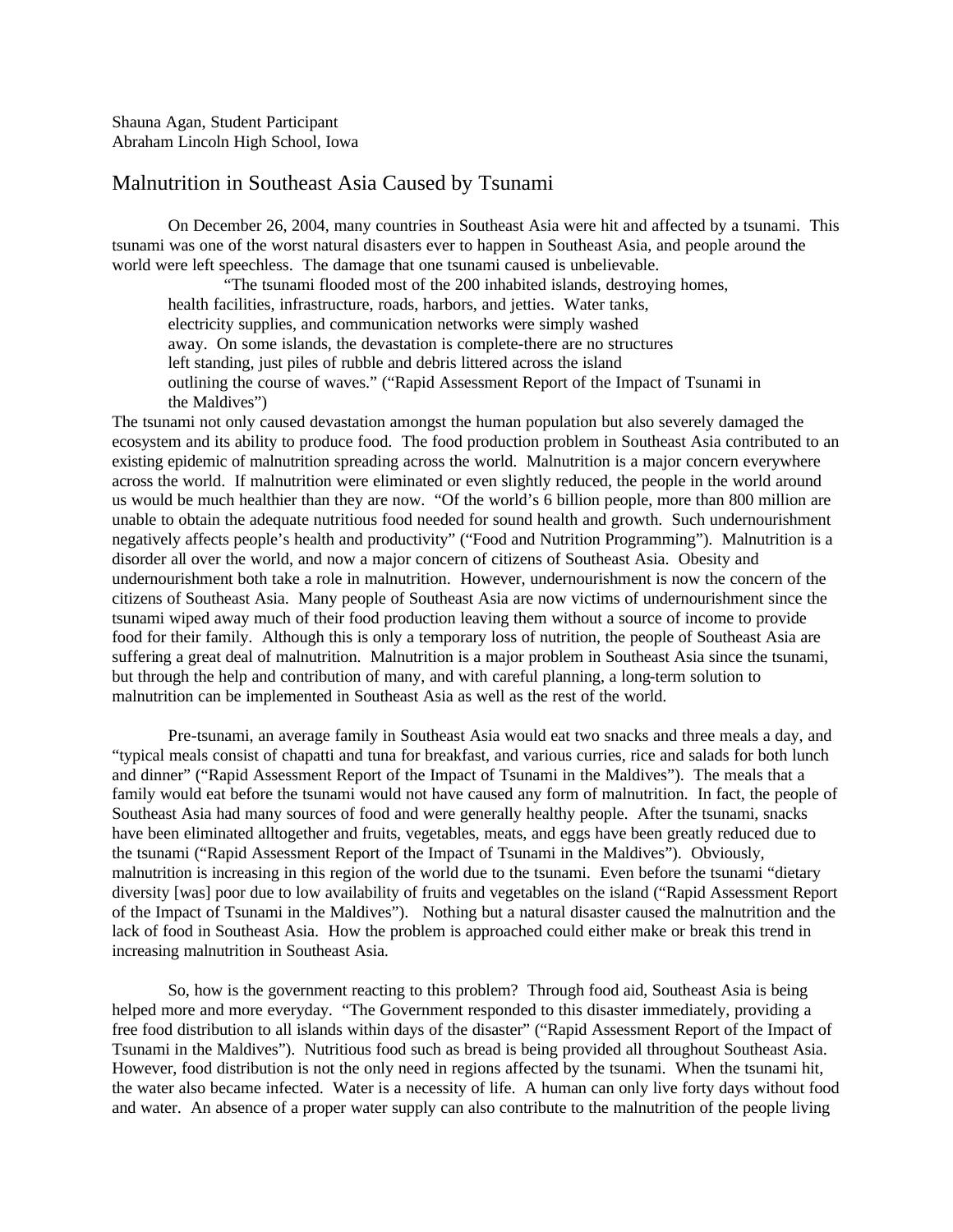Shauna Agan, Student Participant
Abraham Lincoln High School, Iowa

# Malnutrition in Southeast Asia Caused by Tsunami

On December 26, 2004, many countries in Southeast Asia were hit and affected by a tsunami. This tsunami was one of the worst natural disasters ever to happen in Southeast Asia, and people around the world were left speechless. The damage that one tsunami caused is unbelievable.

> "The tsunami flooded most of the 200 inhabited islands, destroying homes, health facilities, infrastructure, roads, harbors, and jetties. Water tanks, electricity supplies, and communication networks were simply washed away. On some islands, the devastation is complete-there are no structures left standing, just piles of rubble and debris littered across the island outlining the course of waves." ("Rapid Assessment Report of the Impact of Tsunami in the Maldives")

The tsunami not only caused devastation amongst the human population but also severely damaged the ecosystem and its ability to produce food. The food production problem in Southeast Asia contributed to an existing epidemic of malnutrition spreading across the world. Malnutrition is a major concern everywhere across the world. If malnutrition were eliminated or even slightly reduced, the people in the world around us would be much healthier than they are now. "Of the world's 6 billion people, more than 800 million are unable to obtain the adequate nutritious food needed for sound health and growth. Such undernourishment negatively affects people's health and productivity" ("Food and Nutrition Programming"). Malnutrition is a disorder all over the world, and now a major concern of citizens of Southeast Asia. Obesity and undernourishment both take a role in malnutrition. However, undernourishment is now the concern of the citizens of Southeast Asia. Many people of Southeast Asia are now victims of undernourishment since the tsunami wiped away much of their food production leaving them without a source of income to provide food for their family. Although this is only a temporary loss of nutrition, the people of Southeast Asia are suffering a great deal of malnutrition. Malnutrition is a major problem in Southeast Asia since the tsunami, but through the help and contribution of many, and with careful planning, a long-term solution to malnutrition can be implemented in Southeast Asia as well as the rest of the world.

Pre-tsunami, an average family in Southeast Asia would eat two snacks and three meals a day, and "typical meals consist of chapatti and tuna for breakfast, and various curries, rice and salads for both lunch and dinner" ("Rapid Assessment Report of the Impact of Tsunami in the Maldives"). The meals that a family would eat before the tsunami would not have caused any form of malnutrition. In fact, the people of Southeast Asia had many sources of food and were generally healthy people. After the tsunami, snacks have been eliminated alltogether and fruits, vegetables, meats, and eggs have been greatly reduced due to the tsunami ("Rapid Assessment Report of the Impact of Tsunami in the Maldives"). Obviously, malnutrition is increasing in this region of the world due to the tsunami. Even before the tsunami "dietary diversity [was] poor due to low availability of fruits and vegetables on the island ("Rapid Assessment Report of the Impact of Tsunami in the Maldives"). Nothing but a natural disaster caused the malnutrition and the lack of food in Southeast Asia. How the problem is approached could either make or break this trend in increasing malnutrition in Southeast Asia.

So, how is the government reacting to this problem? Through food aid, Southeast Asia is being helped more and more everyday. "The Government responded to this disaster immediately, providing a free food distribution to all islands within days of the disaster" ("Rapid Assessment Report of the Impact of Tsunami in the Maldives"). Nutritious food such as bread is being provided all throughout Southeast Asia. However, food distribution is not the only need in regions affected by the tsunami. When the tsunami hit, the water also became infected. Water is a necessity of life. A human can only live forty days without food and water. An absence of a proper water supply can also contribute to the malnutrition of the people living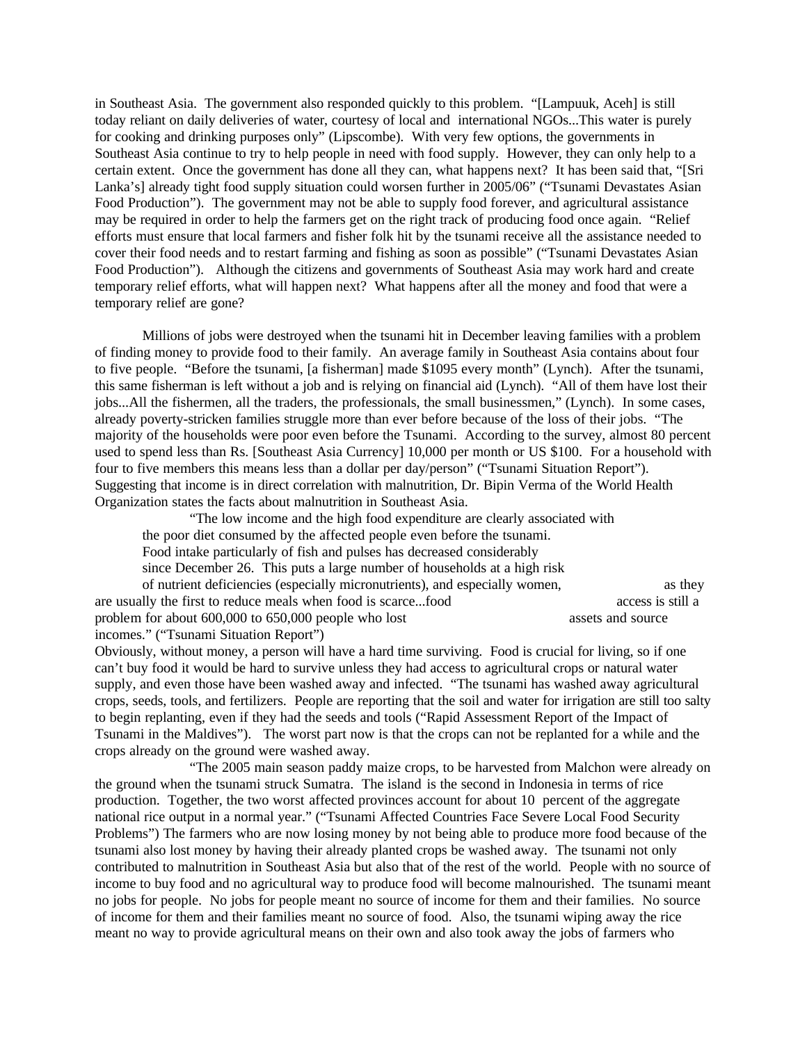in Southeast Asia. The government also responded quickly to this problem. "[Lampuuk, Aceh] is still today reliant on daily deliveries of water, courtesy of local and international NGOs...This water is purely for cooking and drinking purposes only" (Lipscombe). With very few options, the governments in Southeast Asia continue to try to help people in need with food supply. However, they can only help to a certain extent. Once the government has done all they can, what happens next? It has been said that, "[Sri Lanka's] already tight food supply situation could worsen further in 2005/06" ("Tsunami Devastates Asian Food Production"). The government may not be able to supply food forever, and agricultural assistance may be required in order to help the farmers get on the right track of producing food once again. "Relief efforts must ensure that local farmers and fisher folk hit by the tsunami receive all the assistance needed to cover their food needs and to restart farming and fishing as soon as possible" ("Tsunami Devastates Asian Food Production"). Although the citizens and governments of Southeast Asia may work hard and create temporary relief efforts, what will happen next? What happens after all the money and food that were a temporary relief are gone?

Millions of jobs were destroyed when the tsunami hit in December leaving families with a problem of finding money to provide food to their family. An average family in Southeast Asia contains about four to five people. "Before the tsunami, [a fisherman] made $1095 every month" (Lynch). After the tsunami, this same fisherman is left without a job and is relying on financial aid (Lynch). "All of them have lost their jobs...All the fishermen, all the traders, the professionals, the small businessmen," (Lynch). In some cases, already poverty-stricken families struggle more than ever before because of the loss of their jobs. "The majority of the households were poor even before the Tsunami. According to the survey, almost 80 percent used to spend less than Rs. [Southeast Asia Currency] 10,000 per month or US $100. For a household with four to five members this means less than a dollar per day/person" ("Tsunami Situation Report"). Suggesting that income is in direct correlation with malnutrition, Dr. Bipin Verma of the World Health Organization states the facts about malnutrition in Southeast Asia.

> "The low income and the high food expenditure are clearly associated with the poor diet consumed by the affected people even before the tsunami. Food intake particularly of fish and pulses has decreased considerably since December 26. This puts a large number of households at a high risk of nutrient deficiencies (especially micronutrients), and especially women, as they are usually the first to reduce meals when food is scarce...food access is still a problem for about 600,000 to 650,000 people who lost assets and source incomes." ("Tsunami Situation Report")

Obviously, without money, a person will have a hard time surviving. Food is crucial for living, so if one can't buy food it would be hard to survive unless they had access to agricultural crops or natural water supply, and even those have been washed away and infected. "The tsunami has washed away agricultural crops, seeds, tools, and fertilizers. People are reporting that the soil and water for irrigation are still too salty to begin replanting, even if they had the seeds and tools ("Rapid Assessment Report of the Impact of Tsunami in the Maldives"). The worst part now is that the crops can not be replanted for a while and the crops already on the ground were washed away.

> "The 2005 main season paddy maize crops, to be harvested from Malchon were already on the ground when the tsunami struck Sumatra. The island is the second in Indonesia in terms of rice production. Together, the two worst affected provinces account for about 10 percent of the aggregate national rice output in a normal year." ("Tsunami Affected Countries Face Severe Local Food Security Problems")

The farmers who are now losing money by not being able to produce more food because of the tsunami also lost money by having their already planted crops be washed away. The tsunami not only contributed to malnutrition in Southeast Asia but also that of the rest of the world. People with no source of income to buy food and no agricultural way to produce food will become malnourished. The tsunami meant no jobs for people. No jobs for people meant no source of income for them and their families. No source of income for them and their families meant no source of food. Also, the tsunami wiping away the rice meant no way to provide agricultural means on their own and also took away the jobs of farmers who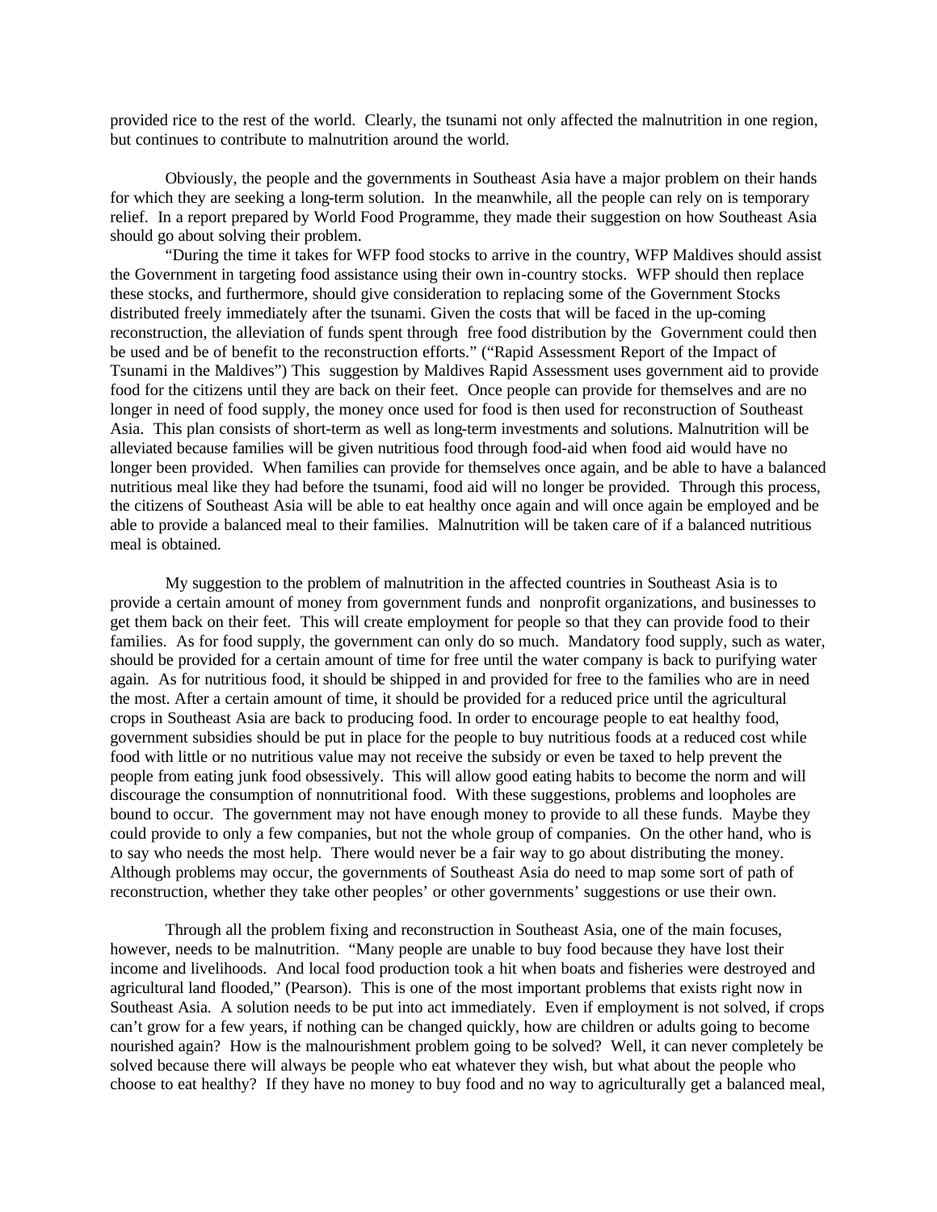provided rice to the rest of the world. Clearly, the tsunami not only affected the malnutrition in one region, but continues to contribute to malnutrition around the world.

Obviously, the people and the governments in Southeast Asia have a major problem on their hands for which they are seeking a long-term solution. In the meanwhile, all the people can rely on is temporary relief. In a report prepared by World Food Programme, they made their suggestion on how Southeast Asia should go about solving their problem.

"During the time it takes for WFP food stocks to arrive in the country, WFP Maldives should assist the Government in targeting food assistance using their own in-country stocks. WFP should then replace these stocks, and furthermore, should give consideration to replacing some of the Government Stocks distributed freely immediately after the tsunami. Given the costs that will be faced in the up-coming reconstruction, the alleviation of funds spent through free food distribution by the Government could then be used and be of benefit to the reconstruction efforts." ("Rapid Assessment Report of the Impact of Tsunami in the Maldives") This suggestion by Maldives Rapid Assessment uses government aid to provide food for the citizens until they are back on their feet. Once people can provide for themselves and are no longer in need of food supply, the money once used for food is then used for reconstruction of Southeast Asia. This plan consists of short-term as well as long-term investments and solutions. Malnutrition will be alleviated because families will be given nutritious food through food-aid when food aid would have no longer been provided. When families can provide for themselves once again, and be able to have a balanced nutritious meal like they had before the tsunami, food aid will no longer be provided. Through this process, the citizens of Southeast Asia will be able to eat healthy once again and will once again be employed and be able to provide a balanced meal to their families. Malnutrition will be taken care of if a balanced nutritious meal is obtained.

My suggestion to the problem of malnutrition in the affected countries in Southeast Asia is to provide a certain amount of money from government funds and nonprofit organizations, and businesses to get them back on their feet. This will create employment for people so that they can provide food to their families. As for food supply, the government can only do so much. Mandatory food supply, such as water, should be provided for a certain amount of time for free until the water company is back to purifying water again. As for nutritious food, it should be shipped in and provided for free to the families who are in need the most. After a certain amount of time, it should be provided for a reduced price until the agricultural crops in Southeast Asia are back to producing food. In order to encourage people to eat healthy food, government subsidies should be put in place for the people to buy nutritious foods at a reduced cost while food with little or no nutritious value may not receive the subsidy or even be taxed to help prevent the people from eating junk food obsessively. This will allow good eating habits to become the norm and will discourage the consumption of nonnutritional food. With these suggestions, problems and loopholes are bound to occur. The government may not have enough money to provide to all these funds. Maybe they could provide to only a few companies, but not the whole group of companies. On the other hand, who is to say who needs the most help. There would never be a fair way to go about distributing the money. Although problems may occur, the governments of Southeast Asia do need to map some sort of path of reconstruction, whether they take other peoples' or other governments' suggestions or use their own.

Through all the problem fixing and reconstruction in Southeast Asia, one of the main focuses, however, needs to be malnutrition. "Many people are unable to buy food because they have lost their income and livelihoods. And local food production took a hit when boats and fisheries were destroyed and agricultural land flooded," (Pearson). This is one of the most important problems that exists right now in Southeast Asia. A solution needs to be put into act immediately. Even if employment is not solved, if crops can't grow for a few years, if nothing can be changed quickly, how are children or adults going to become nourished again? How is the malnourishment problem going to be solved? Well, it can never completely be solved because there will always be people who eat whatever they wish, but what about the people who choose to eat healthy? If they have no money to buy food and no way to agriculturally get a balanced meal,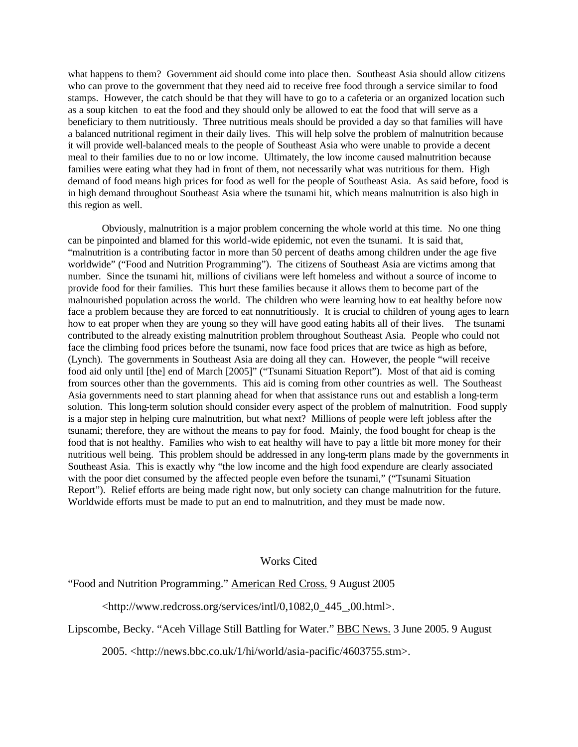what happens to them? Government aid should come into place then. Southeast Asia should allow citizens who can prove to the government that they need aid to receive free food through a service similar to food stamps. However, the catch should be that they will have to go to a cafeteria or an organized location such as a soup kitchen to eat the food and they should only be allowed to eat the food that will serve as a beneficiary to them nutritiously. Three nutritious meals should be provided a day so that families will have a balanced nutritional regiment in their daily lives. This will help solve the problem of malnutrition because it will provide well-balanced meals to the people of Southeast Asia who were unable to provide a decent meal to their families due to no or low income. Ultimately, the low income caused malnutrition because families were eating what they had in front of them, not necessarily what was nutritious for them. High demand of food means high prices for food as well for the people of Southeast Asia. As said before, food is in high demand throughout Southeast Asia where the tsunami hit, which means malnutrition is also high in this region as well.

Obviously, malnutrition is a major problem concerning the whole world at this time. No one thing can be pinpointed and blamed for this world-wide epidemic, not even the tsunami. It is said that, "malnutrition is a contributing factor in more than 50 percent of deaths among children under the age five worldwide" ("Food and Nutrition Programming"). The citizens of Southeast Asia are victims among that number. Since the tsunami hit, millions of civilians were left homeless and without a source of income to provide food for their families. This hurt these families because it allows them to become part of the malnourished population across the world. The children who were learning how to eat healthy before now face a problem because they are forced to eat nonnutritiously. It is crucial to children of young ages to learn how to eat proper when they are young so they will have good eating habits all of their lives. The tsunami contributed to the already existing malnutrition problem throughout Southeast Asia. People who could not face the climbing food prices before the tsunami, now face food prices that are twice as high as before, (Lynch). The governments in Southeast Asia are doing all they can. However, the people "will receive food aid only until [the] end of March [2005]" ("Tsunami Situation Report"). Most of that aid is coming from sources other than the governments. This aid is coming from other countries as well. The Southeast Asia governments need to start planning ahead for when that assistance runs out and establish a long-term solution. This long-term solution should consider every aspect of the problem of malnutrition. Food supply is a major step in helping cure malnutrition, but what next? Millions of people were left jobless after the tsunami; therefore, they are without the means to pay for food. Mainly, the food bought for cheap is the food that is not healthy. Families who wish to eat healthy will have to pay a little bit more money for their nutritious well being. This problem should be addressed in any long-term plans made by the governments in Southeast Asia. This is exactly why "the low income and the high food expendure are clearly associated with the poor diet consumed by the affected people even before the tsunami," ("Tsunami Situation Report"). Relief efforts are being made right now, but only society can change malnutrition for the future. Worldwide efforts must be made to put an end to malnutrition, and they must be made now.

## Works Cited

"Food and Nutrition Programming." American Red Cross. 9 August 2005 <http://www.redcross.org/services/intl/0,1082,0_445_,00.html>.

Lipscombe, Becky. "Aceh Village Still Battling for Water." BBC News. 3 June 2005. 9 August 2005. <http://news.bbc.co.uk/1/hi/world/asia-pacific/4603755.stm>.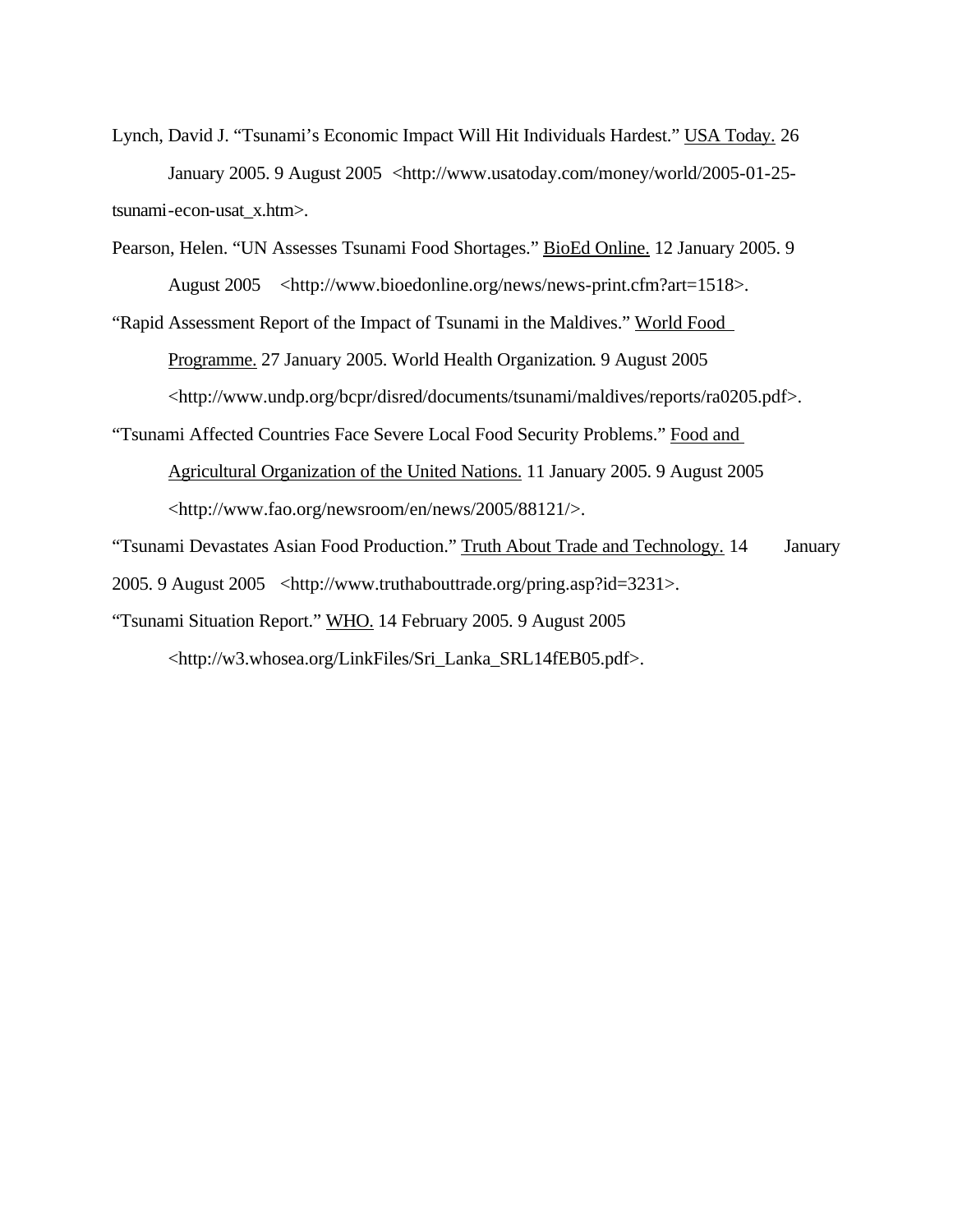Lynch, David J. "Tsunami's Economic Impact Will Hit Individuals Hardest." USA Today. 26 January 2005. 9 August 2005 <http://www.usatoday.com/money/world/2005-01-25-tsunami-econ-usat_x.htm>.

Pearson, Helen. "UN Assesses Tsunami Food Shortages." BioEd Online. 12 January 2005. 9 August 2005 <http://www.bioedonline.org/news/news-print.cfm?art=1518>.

"Rapid Assessment Report of the Impact of Tsunami in the Maldives." World Food Programme. 27 January 2005. World Health Organization. 9 August 2005 <http://www.undp.org/bcpr/disred/documents/tsunami/maldives/reports/ra0205.pdf>.

"Tsunami Affected Countries Face Severe Local Food Security Problems." Food and Agricultural Organization of the United Nations. 11 January 2005. 9 August 2005 <http://www.fao.org/newsroom/en/news/2005/88121/>.

"Tsunami Devastates Asian Food Production." Truth About Trade and Technology. 14 January 2005. 9 August 2005 <http://www.truthabouttrade.org/pring.asp?id=3231>.

"Tsunami Situation Report." WHO. 14 February 2005. 9 August 2005 <http://w3.whosea.org/LinkFiles/Sri_Lanka_SRL14fEB05.pdf>.